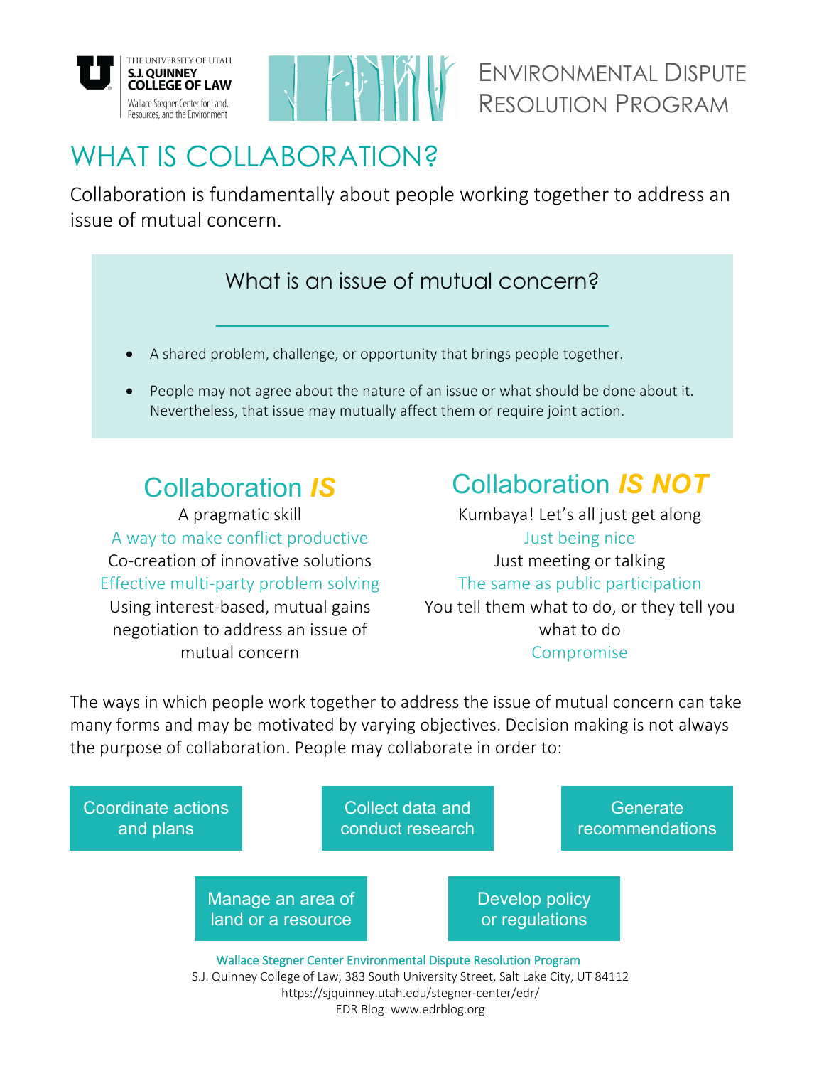THE UNIVERSITY OF UTAH
S.J. QUINNEY COLLEGE OF LAW
Wallace Stegner Center for Land, Resources, and the Environment

ENVIRONMENTAL DISPUTE RESOLUTION PROGRAM

# WHAT IS COLLABORATION?

Collaboration is fundamentally about people working together to address an issue of mutual concern.

### What is an issue of mutual concern?

- A shared problem, challenge, or opportunity that brings people together.
- People may not agree about the nature of an issue or what should be done about it. Nevertheless, that issue may mutually affect them or require joint action.

## Collaboration *IS*

A pragmatic skill
A way to make conflict productive
Co-creation of innovative solutions
Effective multi-party problem solving
Using interest-based, mutual gains negotiation to address an issue of mutual concern

## Collaboration *IS NOT*

Kumbaya! Let's all just get along
Just being nice
Just meeting or talking
The same as public participation
You tell them what to do, or they tell you what to do
Compromise

The ways in which people work together to address the issue of mutual concern can take many forms and may be motivated by varying objectives. Decision making is not always the purpose of collaboration. People may collaborate in order to:

- Coordinate actions and plans
- Collect data and conduct research
- Generate recommendations
- Manage an area of land or a resource
- Develop policy or regulations

Wallace Stegner Center Environmental Dispute Resolution Program
S.J. Quinney College of Law, 383 South University Street, Salt Lake City, UT 84112
https://sjquinney.utah.edu/stegner-center/edr/
EDR Blog: www.edrblog.org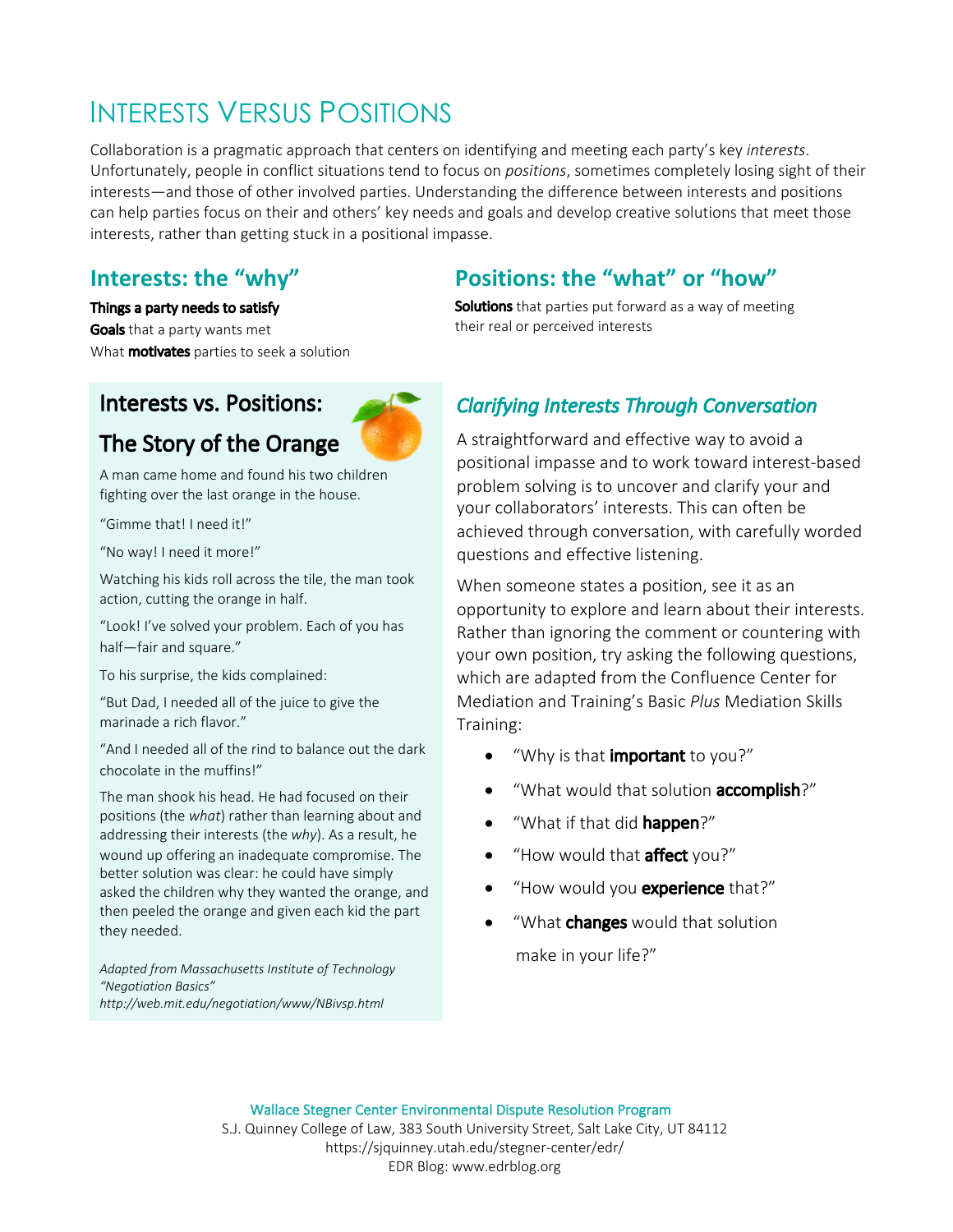# Interests Versus Positions

Collaboration is a pragmatic approach that centers on identifying and meeting each party's key *interests*. Unfortunately, people in conflict situations tend to focus on *positions*, sometimes completely losing sight of their interests—and those of other involved parties. Understanding the difference between interests and positions can help parties focus on their and others' key needs and goals and develop creative solutions that meet those interests, rather than getting stuck in a positional impasse.

## Interests: the "why"

**Things a party needs to satisfy**
**Goals** that a party wants met
What **motivates** parties to seek a solution

## Positions: the "what" or "how"

**Solutions** that parties put forward as a way of meeting their real or perceived interests

## Interests vs. Positions: The Story of the Orange

A man came home and found his two children fighting over the last orange in the house.

"Gimme that! I need it!"

"No way! I need it more!"

Watching his kids roll across the tile, the man took action, cutting the orange in half.

"Look! I've solved your problem. Each of you has half—fair and square."

To his surprise, the kids complained:

"But Dad, I needed all of the juice to give the marinade a rich flavor."

"And I needed all of the rind to balance out the dark chocolate in the muffins!"

The man shook his head. He had focused on their positions (the *what*) rather than learning about and addressing their interests (the *why*). As a result, he wound up offering an inadequate compromise. The better solution was clear: he could have simply asked the children why they wanted the orange, and then peeled the orange and given each kid the part they needed.

*Adapted from Massachusetts Institute of Technology "Negotiation Basics" http://web.mit.edu/negotiation/www/NBivsp.html*

## *Clarifying Interests Through Conversation*

A straightforward and effective way to avoid a positional impasse and to work toward interest-based problem solving is to uncover and clarify your and your collaborators' interests. This can often be achieved through conversation, with carefully worded questions and effective listening.

When someone states a position, see it as an opportunity to explore and learn about their interests. Rather than ignoring the comment or countering with your own position, try asking the following questions, which are adapted from the Confluence Center for Mediation and Training's Basic *Plus* Mediation Skills Training:

- "Why is that **important** to you?"
- "What would that solution **accomplish**?"
- "What if that did **happen**?"
- "How would that **affect** you?"
- "How would you **experience** that?"
- "What **changes** would that solution make in your life?"

Wallace Stegner Center Environmental Dispute Resolution Program
S.J. Quinney College of Law, 383 South University Street, Salt Lake City, UT 84112
https://sjquinney.utah.edu/stegner-center/edr/
EDR Blog: www.edrblog.org